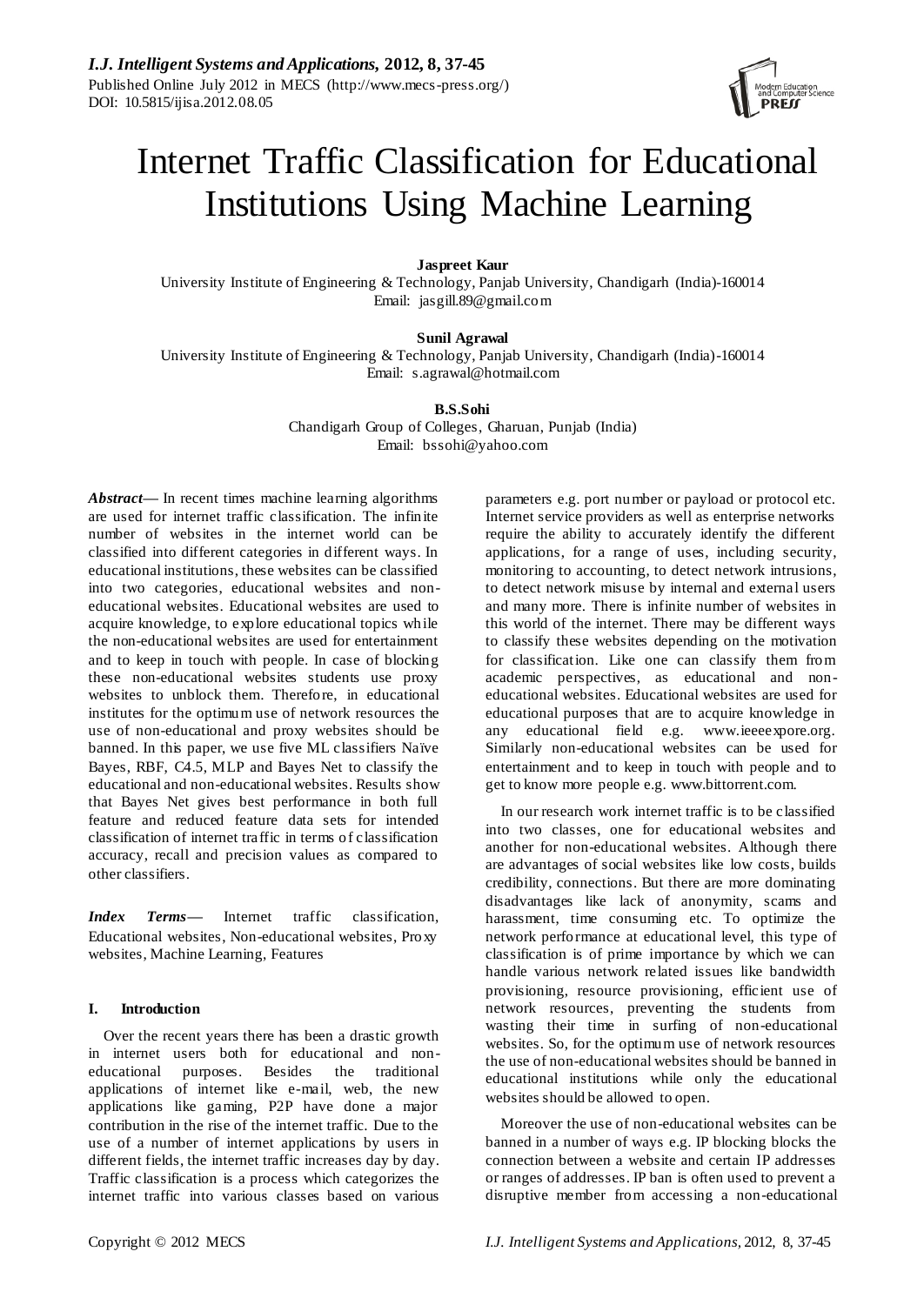# Internet Traffic Classification for Educational Institutions Using Machine Learning

**Jaspreet Kaur**

University Institute of Engineering & Technology, Panjab University, Chandigarh (India)-160014

Email: jasgill.89@gmail.com

**Sunil Agrawal**

University Institute of Engineering & Technology, Panjab University, Chandigarh (India)-160014

Email: s.agrawal@hotmail.com

**B.S.Sohi**

Chandigarh Group of Colleges, Gharuan, Punjab (India)

Email: bssohi@yahoo.com

***Abstract*****—** In recent times machine learning algorithms are used for internet traffic classification. The infinite number of websites in the internet world can be classified into different categories in different ways. In educational institutions, these websites can be classified into two categories, educational websites and non-educational websites. Educational websites are used to acquire knowledge, to explore educational topics while the non-educational websites are used for entertainment and to keep in touch with people. In case of blocking these non-educational websites students use proxy websites to unblock them. Therefore, in educational institutes for the optimum use of network resources the use of non-educational and proxy websites should be banned. In this paper, we use five ML classifiers Naïve Bayes, RBF, C4.5, MLP and Bayes Net to classify the educational and non-educational websites. Results show that Bayes Net gives best performance in both full feature and reduced feature data sets for intended classification of internet traffic in terms of classification accuracy, recall and precision values as compared to other classifiers.

***Index Terms*****—** Internet traffic classification, Educational websites, Non-educational websites, Proxy websites, Machine Learning, Features

## I. Introduction

Over the recent years there has been a drastic growth in internet users both for educational and non-educational purposes. Besides the traditional applications of internet like e-mail, web, the new applications like gaming, P2P have done a major contribution in the rise of the internet traffic. Due to the use of a number of internet applications by users in different fields, the internet traffic increases day by day. Traffic classification is a process which categorizes the internet traffic into various classes based on various parameters e.g. port number or payload or protocol etc. Internet service providers as well as enterprise networks require the ability to accurately identify the different applications, for a range of uses, including security, monitoring to accounting, to detect network intrusions, to detect network misuse by internal and external users and many more. There is infinite number of websites in this world of the internet. There may be different ways to classify these websites depending on the motivation for classification. Like one can classify them from academic perspectives, as educational and non-educational websites. Educational websites are used for educational purposes that are to acquire knowledge in any educational field e.g. www.ieeeexpore.org. Similarly non-educational websites can be used for entertainment and to keep in touch with people and to get to know more people e.g. www.bittorrent.com.

In our research work internet traffic is to be classified into two classes, one for educational websites and another for non-educational websites. Although there are advantages of social websites like low costs, builds credibility, connections. But there are more dominating disadvantages like lack of anonymity, scams and harassment, time consuming etc. To optimize the network performance at educational level, this type of classification is of prime importance by which we can handle various network related issues like bandwidth provisioning, resource provisioning, efficient use of network resources, preventing the students from wasting their time in surfing of non-educational websites. So, for the optimum use of network resources the use of non-educational websites should be banned in educational institutions while only the educational websites should be allowed to open.

Moreover the use of non-educational websites can be banned in a number of ways e.g. IP blocking blocks the connection between a website and certain IP addresses or ranges of addresses. IP ban is often used to prevent a disruptive member from accessing a non-educational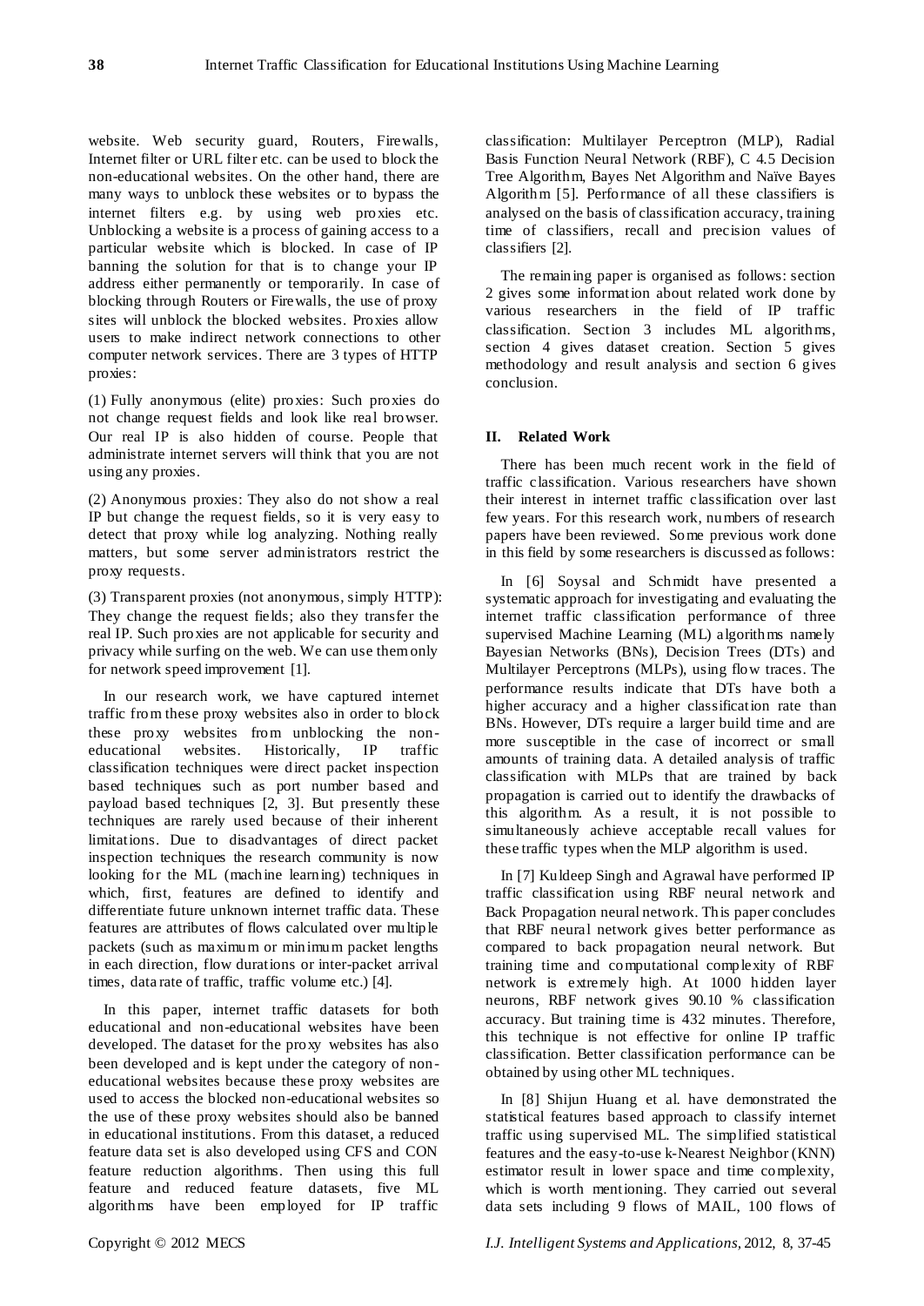website. Web security guard, Routers, Firewalls, Internet filter or URL filter etc. can be used to block the non-educational websites. On the other hand, there are many ways to unblock these websites or to bypass the internet filters e.g. by using web proxies etc. Unblocking a website is a process of gaining access to a particular website which is blocked. In case of IP banning the solution for that is to change your IP address either permanently or temporarily. In case of blocking through Routers or Firewalls, the use of proxy sites will unblock the blocked websites. Proxies allow users to make indirect network connections to other computer network services. There are 3 types of HTTP proxies:

(1) Fully anonymous (elite) proxies: Such proxies do not change request fields and look like real browser. Our real IP is also hidden of course. People that administrate internet servers will think that you are not using any proxies.

(2) Anonymous proxies: They also do not show a real IP but change the request fields, so it is very easy to detect that proxy while log analyzing. Nothing really matters, but some server administrators restrict the proxy requests.

(3) Transparent proxies (not anonymous, simply HTTP): They change the request fields; also they transfer the real IP. Such proxies are not applicable for security and privacy while surfing on the web. We can use them only for network speed improvement [1].

In our research work, we have captured internet traffic from these proxy websites also in order to block these proxy websites from unblocking the non-educational websites. Historically, IP traffic classification techniques were direct packet inspection based techniques such as port number based and payload based techniques [2, 3]. But presently these techniques are rarely used because of their inherent limitations. Due to disadvantages of direct packet inspection techniques the research community is now looking for the ML (machine learning) techniques in which, first, features are defined to identify and differentiate future unknown internet traffic data. These features are attributes of flows calculated over multiple packets (such as maximum or minimum packet lengths in each direction, flow durations or inter-packet arrival times, data rate of traffic, traffic volume etc.) [4].

In this paper, internet traffic datasets for both educational and non-educational websites have been developed. The dataset for the proxy websites has also been developed and is kept under the category of non-educational websites because these proxy websites are used to access the blocked non-educational websites so the use of these proxy websites should also be banned in educational institutions. From this dataset, a reduced feature data set is also developed using CFS and CON feature reduction algorithms. Then using this full feature and reduced feature datasets, five ML algorithms have been employed for IP traffic classification: Multilayer Perceptron (MLP), Radial Basis Function Neural Network (RBF), C 4.5 Decision Tree Algorithm, Bayes Net Algorithm and Naïve Bayes Algorithm [5]. Performance of all these classifiers is analysed on the basis of classification accuracy, training time of classifiers, recall and precision values of classifiers [2].

The remaining paper is organised as follows: section 2 gives some information about related work done by various researchers in the field of IP traffic classification. Section 3 includes ML algorithms, section 4 gives dataset creation. Section 5 gives methodology and result analysis and section 6 gives conclusion.

## II. Related Work

There has been much recent work in the field of traffic classification. Various researchers have shown their interest in internet traffic classification over last few years. For this research work, numbers of research papers have been reviewed. Some previous work done in this field by some researchers is discussed as follows:

In [6] Soysal and Schmidt have presented a systematic approach for investigating and evaluating the internet traffic classification performance of three supervised Machine Learning (ML) algorithms namely Bayesian Networks (BNs), Decision Trees (DTs) and Multilayer Perceptrons (MLPs), using flow traces. The performance results indicate that DTs have both a higher accuracy and a higher classification rate than BNs. However, DTs require a larger build time and are more susceptible in the case of incorrect or small amounts of training data. A detailed analysis of traffic classification with MLPs that are trained by back propagation is carried out to identify the drawbacks of this algorithm. As a result, it is not possible to simultaneously achieve acceptable recall values for these traffic types when the MLP algorithm is used.

In [7] Kuldeep Singh and Agrawal have performed IP traffic classification using RBF neural network and Back Propagation neural network. This paper concludes that RBF neural network gives better performance as compared to back propagation neural network. But training time and computational complexity of RBF network is extremely high. At 1000 hidden layer neurons, RBF network gives 90.10 % classification accuracy. But training time is 432 minutes. Therefore, this technique is not effective for online IP traffic classification. Better classification performance can be obtained by using other ML techniques.

In [8] Shijun Huang et al. have demonstrated the statistical features based approach to classify internet traffic using supervised ML. The simplified statistical features and the easy-to-use k-Nearest Neighbor (KNN) estimator result in lower space and time complexity, which is worth mentioning. They carried out several data sets including 9 flows of MAIL, 100 flows of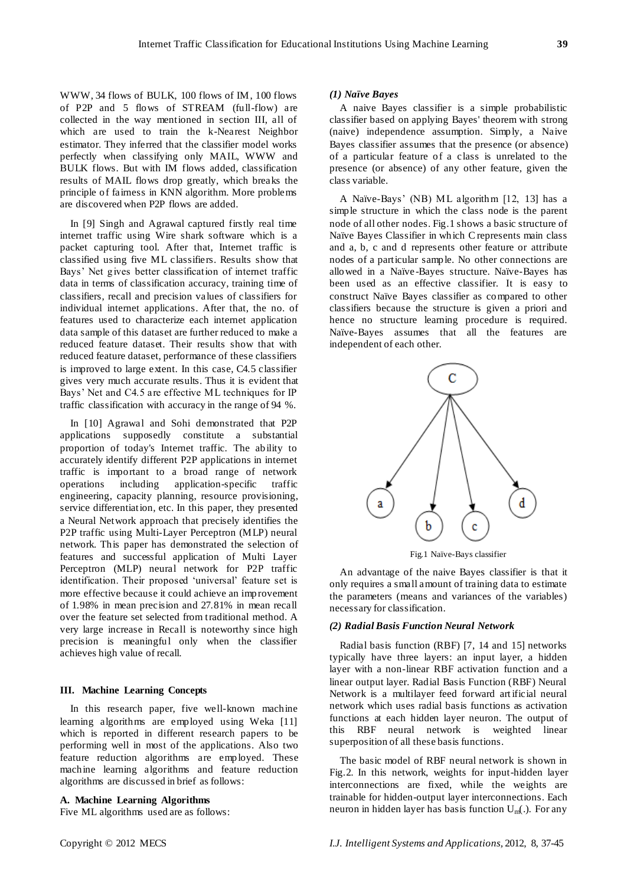WWW, 34 flows of BULK, 100 flows of IM, 100 flows of P2P and 5 flows of STREAM (full-flow) are collected in the way mentioned in section III, all of which are used to train the k-Nearest Neighbor estimator. They inferred that the classifier model works perfectly when classifying only MAIL, WWW and BULK flows. But with IM flows added, classification results of MAIL flows drop greatly, which breaks the principle of fairness in KNN algorithm. More problems are discovered when P2P flows are added.

In [9] Singh and Agrawal captured firstly real time internet traffic using Wire shark software which is a packet capturing tool. After that, Internet traffic is classified using five ML classifiers. Results show that Bays' Net gives better classification of internet traffic data in terms of classification accuracy, training time of classifiers, recall and precision values of classifiers for individual internet applications. After that, the no. of features used to characterize each internet application data sample of this dataset are further reduced to make a reduced feature dataset. Their results show that with reduced feature dataset, performance of these classifiers is improved to large extent. In this case, C4.5 classifier gives very much accurate results. Thus it is evident that Bays' Net and C4.5 are effective ML techniques for IP traffic classification with accuracy in the range of 94 %.

In [10] Agrawal and Sohi demonstrated that P2P applications supposedly constitute a substantial proportion of today's Internet traffic. The ability to accurately identify different P2P applications in internet traffic is important to a broad range of network operations including application-specific traffic engineering, capacity planning, resource provisioning, service differentiation, etc. In this paper, they presented a Neural Network approach that precisely identifies the P2P traffic using Multi-Layer Perceptron (MLP) neural network. This paper has demonstrated the selection of features and successful application of Multi Layer Perceptron (MLP) neural network for P2P traffic identification. Their proposed 'universal' feature set is more effective because it could achieve an improvement of 1.98% in mean precision and 27.81% in mean recall over the feature set selected from traditional method. A very large increase in Recall is noteworthy since high precision is meaningful only when the classifier achieves high value of recall.

## III. Machine Learning Concepts

In this research paper, five well-known machine learning algorithms are employed using Weka [11] which is reported in different research papers to be performing well in most of the applications. Also two feature reduction algorithms are employed. These machine learning algorithms and feature reduction algorithms are discussed in brief as follows:

### A. Machine Learning Algorithms

Five ML algorithms used are as follows:

#### *(1) Naïve Bayes*

A naive Bayes classifier is a simple probabilistic classifier based on applying Bayes' theorem with strong (naive) independence assumption. Simply, a Naive Bayes classifier assumes that the presence (or absence) of a particular feature of a class is unrelated to the presence (or absence) of any other feature, given the class variable.

A Naïve-Bays' (NB) ML algorithm [12, 13] has a simple structure in which the class node is the parent node of all other nodes. Fig.1 shows a basic structure of Naïve Bayes Classifier in which C represents main class and a, b, c and d represents other feature or attribute nodes of a particular sample. No other connections are allowed in a Naïve-Bayes structure. Naïve-Bayes has been used as an effective classifier. It is easy to construct Naïve Bayes classifier as compared to other classifiers because the structure is given a priori and hence no structure learning procedure is required. Naïve-Bayes assumes that all the features are independent of each other.

Fig.1 Naïve-Bays classifier

An advantage of the naive Bayes classifier is that it only requires a small amount of training data to estimate the parameters (means and variances of the variables) necessary for classification.

#### *(2) Radial Basis Function Neural Network*

Radial basis function (RBF) [7, 14 and 15] networks typically have three layers: an input layer, a hidden layer with a non-linear RBF activation function and a linear output layer. Radial Basis Function (RBF) Neural Network is a multilayer feed forward artificial neural network which uses radial basis functions as activation functions at each hidden layer neuron. The output of this RBF neural network is weighted linear superposition of all these basis functions.

The basic model of RBF neural network is shown in Fig.2. In this network, weights for input-hidden layer interconnections are fixed, while the weights are trainable for hidden-output layer interconnections. Each neuron in hidden layer has basis function $U_m(.)$. For any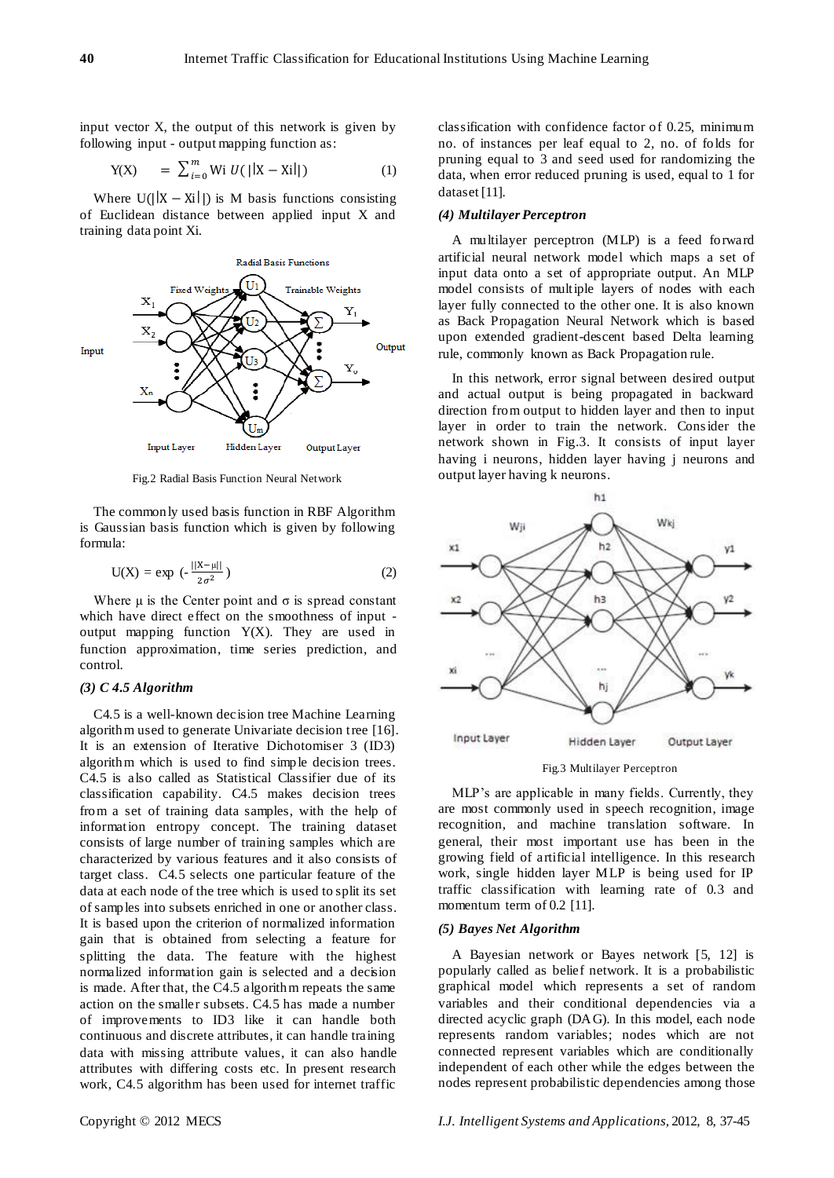input vector X, the output of this network is given by following input - output mapping function as:

$$Y(X) = \sum_{i=0}^{m} W_i \, U(||X - X_i||) \quad (1)$$

Where $U(||X - X_i||)$ is M basis functions consisting of Euclidean distance between applied input X and training data point Xi.

Fig.2 Radial Basis Function Neural Network

The commonly used basis function in RBF Algorithm is Gaussian basis function which is given by following formula:

$$U(X) = \exp\left(-\frac{||X-\mu||}{2\sigma^2}\right) \quad (2)$$

Where μ is the Center point and σ is spread constant which have direct effect on the smoothness of input - output mapping function Y(X). They are used in function approximation, time series prediction, and control.

### *(3) C 4.5 Algorithm*

C4.5 is a well-known decision tree Machine Learning algorithm used to generate Univariate decision tree [16]. It is an extension of Iterative Dichotomiser 3 (ID3) algorithm which is used to find simple decision trees. C4.5 is also called as Statistical Classifier due of its classification capability. C4.5 makes decision trees from a set of training data samples, with the help of information entropy concept. The training dataset consists of large number of training samples which are characterized by various features and it also consists of target class. C4.5 selects one particular feature of the data at each node of the tree which is used to split its set of samples into subsets enriched in one or another class. It is based upon the criterion of normalized information gain that is obtained from selecting a feature for splitting the data. The feature with the highest normalized information gain is selected and a decision is made. After that, the C4.5 algorithm repeats the same action on the smaller subsets. C4.5 has made a number of improvements to ID3 like it can handle both continuous and discrete attributes, it can handle training data with missing attribute values, it can also handle attributes with differing costs etc. In present research work, C4.5 algorithm has been used for internet traffic classification with confidence factor of 0.25, minimum no. of instances per leaf equal to 2, no. of folds for pruning equal to 3 and seed used for randomizing the data, when error reduced pruning is used, equal to 1 for dataset [11].

### *(4) Multilayer Perceptron*

A multilayer perceptron (MLP) is a feed forward artificial neural network model which maps a set of input data onto a set of appropriate output. An MLP model consists of multiple layers of nodes with each layer fully connected to the other one. It is also known as Back Propagation Neural Network which is based upon extended gradient-descent based Delta learning rule, commonly known as Back Propagation rule.

In this network, error signal between desired output and actual output is being propagated in backward direction from output to hidden layer and then to input layer in order to train the network. Consider the network shown in Fig.3. It consists of input layer having i neurons, hidden layer having j neurons and output layer having k neurons.

Fig.3 Multilayer Perceptron

MLP's are applicable in many fields. Currently, they are most commonly used in speech recognition, image recognition, and machine translation software. In general, their most important use has been in the growing field of artificial intelligence. In this research work, single hidden layer MLP is being used for IP traffic classification with learning rate of 0.3 and momentum term of 0.2 [11].

### *(5) Bayes Net Algorithm*

A Bayesian network or Bayes network [5, 12] is popularly called as belief network. It is a probabilistic graphical model which represents a set of random variables and their conditional dependencies via a directed acyclic graph (DAG). In this model, each node represents random variables; nodes which are not connected represent variables which are conditionally independent of each other while the edges between the nodes represent probabilistic dependencies among those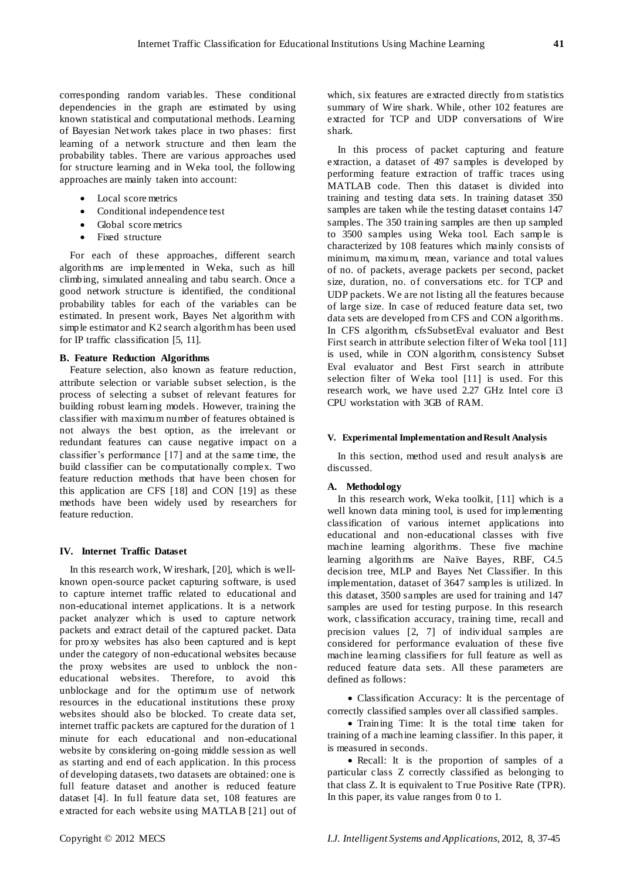corresponding random variables. These conditional dependencies in the graph are estimated by using known statistical and computational methods. Learning of Bayesian Network takes place in two phases: first learning of a network structure and then learn the probability tables. There are various approaches used for structure learning and in Weka tool, the following approaches are mainly taken into account:

- Local score metrics
- Conditional independence test
- Global score metrics
- Fixed structure

For each of these approaches, different search algorithms are implemented in Weka, such as hill climbing, simulated annealing and tabu search. Once a good network structure is identified, the conditional probability tables for each of the variables can be estimated. In present work, Bayes Net algorithm with simple estimator and K2 search algorithm has been used for IP traffic classification [5, 11].

### B. Feature Reduction Algorithms

Feature selection, also known as feature reduction, attribute selection or variable subset selection, is the process of selecting a subset of relevant features for building robust learning models. However, training the classifier with maximum number of features obtained is not always the best option, as the irrelevant or redundant features can cause negative impact on a classifier's performance [17] and at the same time, the build classifier can be computationally complex. Two feature reduction methods that have been chosen for this application are CFS [18] and CON [19] as these methods have been widely used by researchers for feature reduction.

## IV. Internet Traffic Dataset

In this research work, Wireshark, [20], which is well-known open-source packet capturing software, is used to capture internet traffic related to educational and non-educational internet applications. It is a network packet analyzer which is used to capture network packets and extract detail of the captured packet. Data for proxy websites has also been captured and is kept under the category of non-educational websites because the proxy websites are used to unblock the non-educational websites. Therefore, to avoid this unblockage and for the optimum use of network resources in the educational institutions these proxy websites should also be blocked. To create data set, internet traffic packets are captured for the duration of 1 minute for each educational and non-educational website by considering on-going middle session as well as starting and end of each application. In this process of developing datasets, two datasets are obtained: one is full feature dataset and another is reduced feature dataset [4]. In full feature data set, 108 features are extracted for each website using MATLAB [21] out of which, six features are extracted directly from statistics summary of Wire shark. While, other 102 features are extracted for TCP and UDP conversations of Wire shark.

In this process of packet capturing and feature extraction, a dataset of 497 samples is developed by performing feature extraction of traffic traces using MATLAB code. Then this dataset is divided into training and testing data sets. In training dataset 350 samples are taken while the testing dataset contains 147 samples. The 350 training samples are then up sampled to 3500 samples using Weka tool. Each sample is characterized by 108 features which mainly consists of minimum, maximum, mean, variance and total values of no. of packets, average packets per second, packet size, duration, no. of conversations etc. for TCP and UDP packets. We are not listing all the features because of large size. In case of reduced feature data set, two data sets are developed from CFS and CON algorithms. In CFS algorithm, cfsSubsetEval evaluator and Best First search in attribute selection filter of Weka tool [11] is used, while in CON algorithm, consistency Subset Eval evaluator and Best First search in attribute selection filter of Weka tool [11] is used. For this research work, we have used 2.27 GHz Intel core i3 CPU workstation with 3GB of RAM.

## V. Experimental Implementation and Result Analysis

In this section, method used and result analysis are discussed.

### A. Methodology

In this research work, Weka toolkit, [11] which is a well known data mining tool, is used for implementing classification of various internet applications into educational and non-educational classes with five machine learning algorithms. These five machine learning algorithms are Naïve Bayes, RBF, C4.5 decision tree, MLP and Bayes Net Classifier. In this implementation, dataset of 3647 samples is utilized. In this dataset, 3500 samples are used for training and 147 samples are used for testing purpose. In this research work, classification accuracy, training time, recall and precision values [2, 7] of individual samples are considered for performance evaluation of these five machine learning classifiers for full feature as well as reduced feature data sets. All these parameters are defined as follows:

- Classification Accuracy: It is the percentage of correctly classified samples over all classified samples.
- Training Time: It is the total time taken for training of a machine learning classifier. In this paper, it is measured in seconds.
- Recall: It is the proportion of samples of a particular class Z correctly classified as belonging to that class Z. It is equivalent to True Positive Rate (TPR). In this paper, its value ranges from 0 to 1.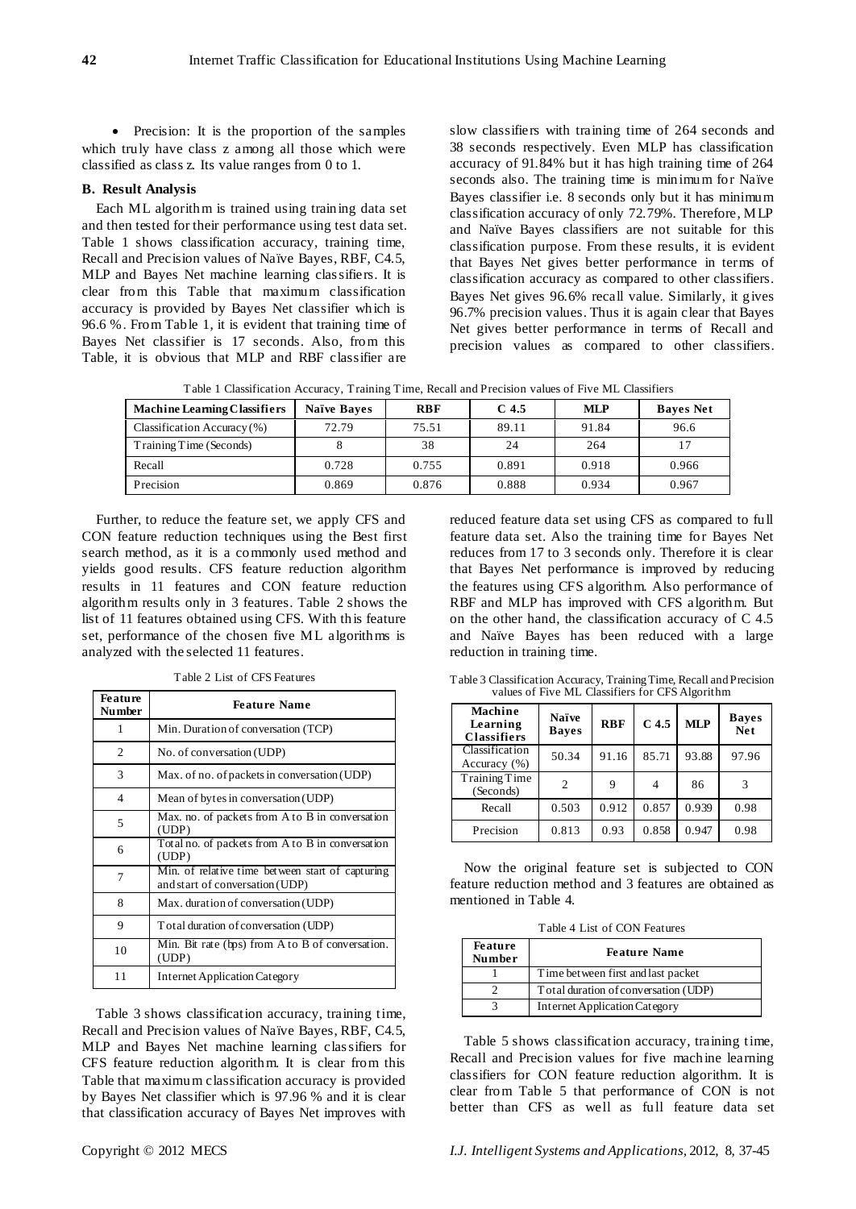- Precision: It is the proportion of the samples which truly have class z among all those which were classified as class z. Its value ranges from 0 to 1.

**B. Result Analysis**

Each ML algorithm is trained using training data set and then tested for their performance using test data set. Table 1 shows classification accuracy, training time, Recall and Precision values of Naïve Bayes, RBF, C4.5, MLP and Bayes Net machine learning classifiers. It is clear from this Table that maximum classification accuracy is provided by Bayes Net classifier which is 96.6 %. From Table 1, it is evident that training time of Bayes Net classifier is 17 seconds. Also, from this Table, it is obvious that MLP and RBF classifier are slow classifiers with training time of 264 seconds and 38 seconds respectively. Even MLP has classification accuracy of 91.84% but it has high training time of 264 seconds also. The training time is minimum for Naïve Bayes classifier i.e. 8 seconds only but it has minimum classification accuracy of only 72.79%. Therefore, MLP and Naïve Bayes classifiers are not suitable for this classification purpose. From these results, it is evident that Bayes Net gives better performance in terms of classification accuracy as compared to other classifiers. Bayes Net gives 96.6% recall value. Similarly, it gives 96.7% precision values. Thus it is again clear that Bayes Net gives better performance in terms of Recall and precision values as compared to other classifiers.

Table 1 Classification Accuracy, Training Time, Recall and Precision values of Five ML Classifiers

| Machine Learning Classifiers | Naïve Bayes | RBF | C 4.5 | MLP | Bayes Net |
|---|---|---|---|---|---|
| Classification Accuracy (%) | 72.79 | 75.51 | 89.11 | 91.84 | 96.6 |
| Training Time (Seconds) | 8 | 38 | 24 | 264 | 17 |
| Recall | 0.728 | 0.755 | 0.891 | 0.918 | 0.966 |
| Precision | 0.869 | 0.876 | 0.888 | 0.934 | 0.967 |

Further, to reduce the feature set, we apply CFS and CON feature reduction techniques using the Best first search method, as it is a commonly used method and yields good results. CFS feature reduction algorithm results in 11 features and CON feature reduction algorithm results only in 3 features. Table 2 shows the list of 11 features obtained using CFS. With this feature set, performance of the chosen five ML algorithms is analyzed with the selected 11 features.

Table 2 List of CFS Features

| Feature Number | Feature Name |
|---|---|
| 1 | Min. Duration of conversation (TCP) |
| 2 | No. of conversation (UDP) |
| 3 | Max. of no. of packets in conversation (UDP) |
| 4 | Mean of bytes in conversation (UDP) |
| 5 | Max. no. of packets from A to B in conversation (UDP) |
| 6 | Total no. of packets from A to B in conversation (UDP) |
| 7 | Min. of relative time between start of capturing and start of conversation (UDP) |
| 8 | Max. duration of conversation (UDP) |
| 9 | Total duration of conversation (UDP) |
| 10 | Min. Bit rate (bps) from A to B of conversation. (UDP) |
| 11 | Internet Application Category |

Table 3 shows classification accuracy, training time, Recall and Precision values of Naïve Bayes, RBF, C4.5, MLP and Bayes Net machine learning classifiers for CFS feature reduction algorithm. It is clear from this Table that maximum classification accuracy is provided by Bayes Net classifier which is 97.96 % and it is clear that classification accuracy of Bayes Net improves with reduced feature data set using CFS as compared to full feature data set. Also the training time for Bayes Net reduces from 17 to 3 seconds only. Therefore it is clear that Bayes Net performance is improved by reducing the features using CFS algorithm. Also performance of RBF and MLP has improved with CFS algorithm. But on the other hand, the classification accuracy of C 4.5 and Naïve Bayes has been reduced with a large reduction in training time.

Table 3 Classification Accuracy, Training Time, Recall and Precision values of Five ML Classifiers for CFS Algorithm

| Machine Learning Classifiers | Naïve Bayes | RBF | C 4.5 | MLP | Bayes Net |
|---|---|---|---|---|---|
| Classification Accuracy (%) | 50.34 | 91.16 | 85.71 | 93.88 | 97.96 |
| Training Time (Seconds) | 2 | 9 | 4 | 86 | 3 |
| Recall | 0.503 | 0.912 | 0.857 | 0.939 | 0.98 |
| Precision | 0.813 | 0.93 | 0.858 | 0.947 | 0.98 |

Now the original feature set is subjected to CON feature reduction method and 3 features are obtained as mentioned in Table 4.

Table 4 List of CON Features

| Feature Number | Feature Name |
|---|---|
| 1 | Time between first and last packet |
| 2 | Total duration of conversation (UDP) |
| 3 | Internet Application Category |

Table 5 shows classification accuracy, training time, Recall and Precision values for five machine learning classifiers for CON feature reduction algorithm. It is clear from Table 5 that performance of CON is not better than CFS as well as full feature data set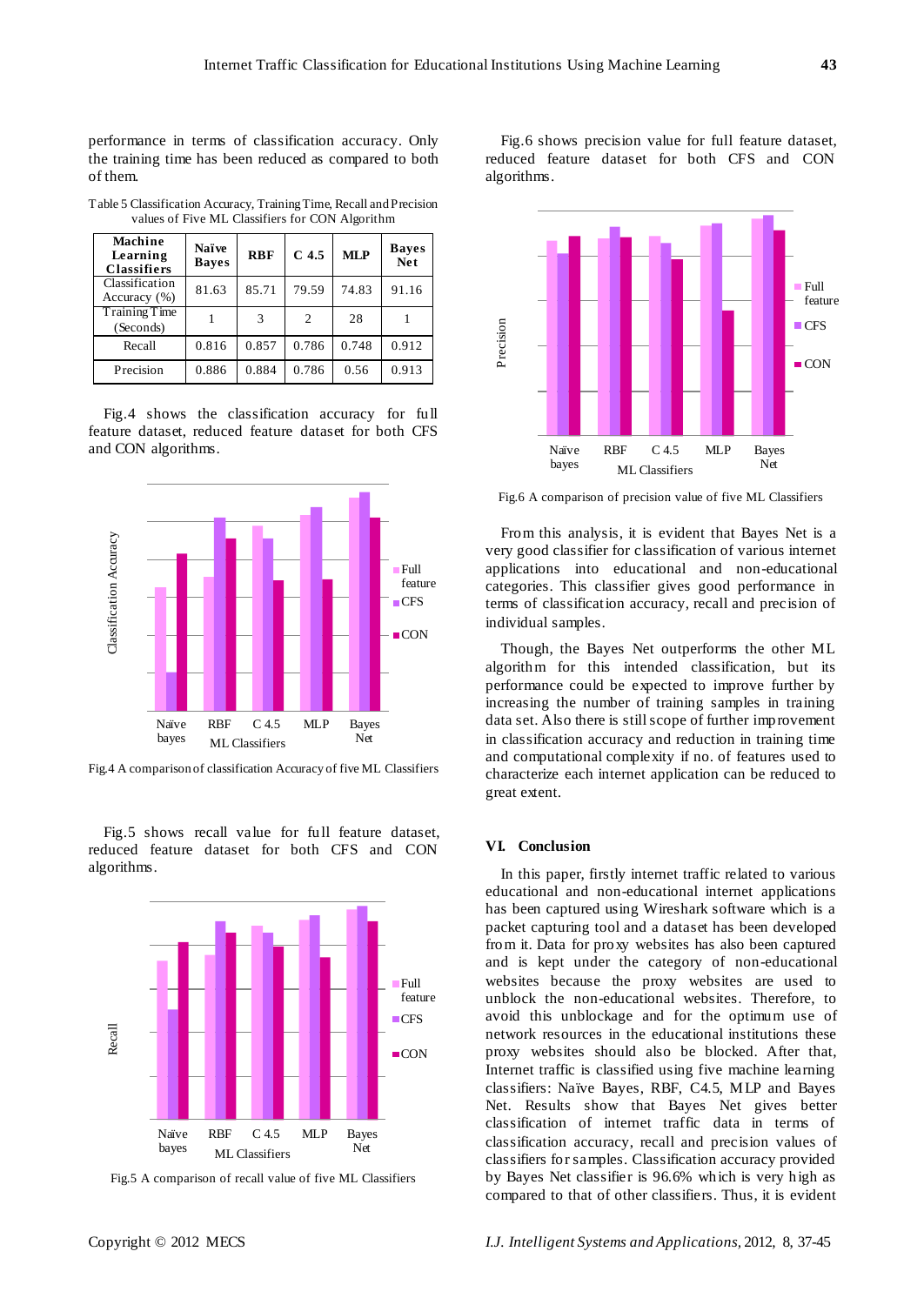performance in terms of classification accuracy. Only the training time has been reduced as compared to both of them.

Table 5 Classification Accuracy, Training Time, Recall and Precision values of Five ML Classifiers for CON Algorithm

| Machine Learning Classifiers | Naïve Bayes | RBF | C 4.5 | MLP | Bayes Net |
|---|---|---|---|---|---|
| Classification Accuracy (%) | 81.63 | 85.71 | 79.59 | 74.83 | 91.16 |
| Training Time (Seconds) | 1 | 3 | 2 | 28 | 1 |
| Recall | 0.816 | 0.857 | 0.786 | 0.748 | 0.912 |
| Precision | 0.886 | 0.884 | 0.786 | 0.56 | 0.913 |

Fig.4 shows the classification accuracy for full feature dataset, reduced feature dataset for both CFS and CON algorithms.

Fig.4 A comparison of classification Accuracy of five ML Classifiers

Fig.5 shows recall value for full feature dataset, reduced feature dataset for both CFS and CON algorithms.

Fig.5 A comparison of recall value of five ML Classifiers

Fig.6 shows precision value for full feature dataset, reduced feature dataset for both CFS and CON algorithms.

Fig.6 A comparison of precision value of five ML Classifiers

From this analysis, it is evident that Bayes Net is a very good classifier for classification of various internet applications into educational and non-educational categories. This classifier gives good performance in terms of classification accuracy, recall and precision of individual samples.

Though, the Bayes Net outperforms the other ML algorithm for this intended classification, but its performance could be expected to improve further by increasing the number of training samples in training data set. Also there is still scope of further improvement in classification accuracy and reduction in training time and computational complexity if no. of features used to characterize each internet application can be reduced to great extent.

## VI. Conclusion

In this paper, firstly internet traffic related to various educational and non-educational internet applications has been captured using Wireshark software which is a packet capturing tool and a dataset has been developed from it. Data for proxy websites has also been captured and is kept under the category of non-educational websites because the proxy websites are used to unblock the non-educational websites. Therefore, to avoid this unblockage and for the optimum use of network resources in the educational institutions these proxy websites should also be blocked. After that, Internet traffic is classified using five machine learning classifiers: Naïve Bayes, RBF, C4.5, MLP and Bayes Net. Results show that Bayes Net gives better classification of internet traffic data in terms of classification accuracy, recall and precision values of classifiers for samples. Classification accuracy provided by Bayes Net classifier is 96.6% which is very high as compared to that of other classifiers. Thus, it is evident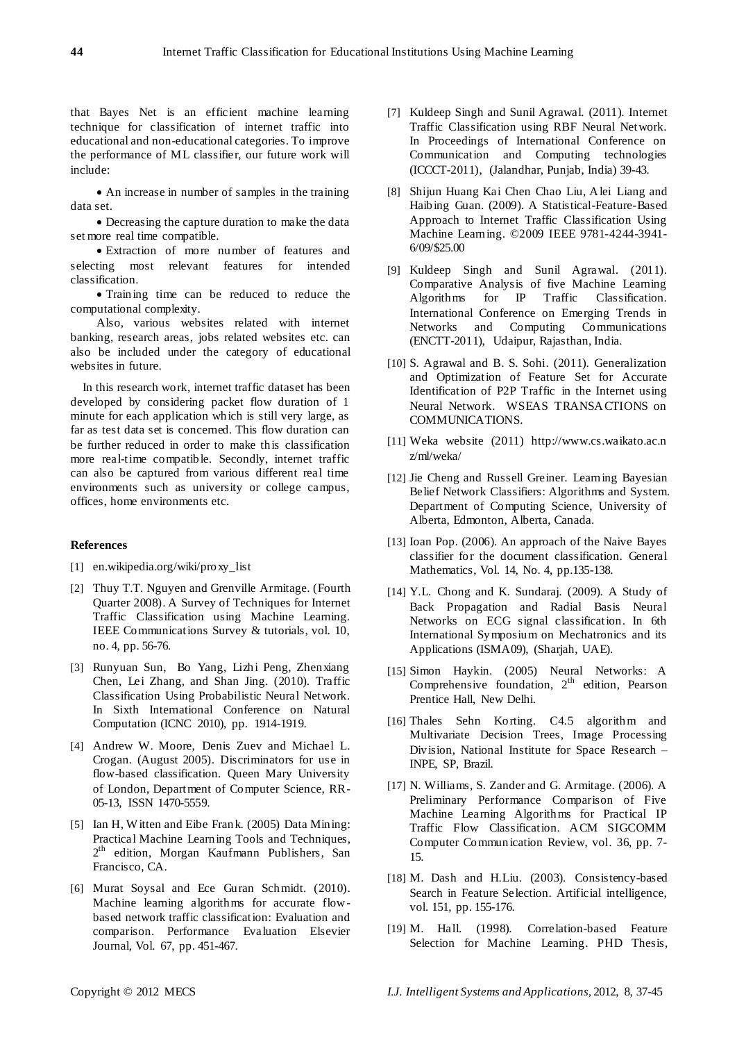that Bayes Net is an efficient machine learning technique for classification of internet traffic into educational and non-educational categories. To improve the performance of ML classifier, our future work will include:

- An increase in number of samples in the training data set.
- Decreasing the capture duration to make the data set more real time compatible.
- Extraction of more number of features and selecting most relevant features for intended classification.
- Training time can be reduced to reduce the computational complexity.

Also, various websites related with internet banking, research areas, jobs related websites etc. can also be included under the category of educational websites in future.

In this research work, internet traffic dataset has been developed by considering packet flow duration of 1 minute for each application which is still very large, as far as test data set is concerned. This flow duration can be further reduced in order to make this classification more real-time compatible. Secondly, internet traffic can also be captured from various different real time environments such as university or college campus, offices, home environments etc.

## References

[1] en.wikipedia.org/wiki/proxy_list

[2] Thuy T.T. Nguyen and Grenville Armitage. (Fourth Quarter 2008). A Survey of Techniques for Internet Traffic Classification using Machine Learning. IEEE Communications Survey & tutorials, vol. 10, no. 4, pp. 56-76.

[3] Runyuan Sun, Bo Yang, Lizhi Peng, Zhenxiang Chen, Lei Zhang, and Shan Jing. (2010). Traffic Classification Using Probabilistic Neural Network. In Sixth International Conference on Natural Computation (ICNC 2010), pp. 1914-1919.

[4] Andrew W. Moore, Denis Zuev and Michael L. Crogan. (August 2005). Discriminators for use in flow-based classification. Queen Mary University of London, Department of Computer Science, RR-05-13, ISSN 1470-5559.

[5] Ian H, Witten and Eibe Frank. (2005) Data Mining: Practical Machine Learning Tools and Techniques, 2th edition, Morgan Kaufmann Publishers, San Francisco, CA.

[6] Murat Soysal and Ece Guran Schmidt. (2010). Machine learning algorithms for accurate flow-based network traffic classification: Evaluation and comparison. Performance Evaluation Elsevier Journal, Vol. 67, pp. 451-467.

[7] Kuldeep Singh and Sunil Agrawal. (2011). Internet Traffic Classification using RBF Neural Network. In Proceedings of International Conference on Communication and Computing technologies (ICCCT-2011), (Jalandhar, Punjab, India) 39-43.

[8] Shijun Huang Kai Chen Chao Liu, Alei Liang and Haibing Guan. (2009). A Statistical-Feature-Based Approach to Internet Traffic Classification Using Machine Learning. ©2009 IEEE 9781-4244-3941-6/09/$25.00

[9] Kuldeep Singh and Sunil Agrawal. (2011). Comparative Analysis of five Machine Learning Algorithms for IP Traffic Classification. International Conference on Emerging Trends in Networks and Computing Communications (ENCTT-2011), Udaipur, Rajasthan, India.

[10] S. Agrawal and B. S. Sohi. (2011). Generalization and Optimization of Feature Set for Accurate Identification of P2P Traffic in the Internet using Neural Network. WSEAS TRANSACTIONS on COMMUNICATIONS.

[11] Weka website (2011) http://www.cs.waikato.ac.nz/ml/weka/

[12] Jie Cheng and Russell Greiner. Learning Bayesian Belief Network Classifiers: Algorithms and System. Department of Computing Science, University of Alberta, Edmonton, Alberta, Canada.

[13] Ioan Pop. (2006). An approach of the Naive Bayes classifier for the document classification. General Mathematics, Vol. 14, No. 4, pp.135-138.

[14] Y.L. Chong and K. Sundaraj. (2009). A Study of Back Propagation and Radial Basis Neural Networks on ECG signal classification. In 6th International Symposium on Mechatronics and its Applications (ISMA09), (Sharjah, UAE).

[15] Simon Haykin. (2005) Neural Networks: A Comprehensive foundation, 2th edition, Pearson Prentice Hall, New Delhi.

[16] Thales Sehn Korting. C4.5 algorithm and Multivariate Decision Trees, Image Processing Division, National Institute for Space Research – INPE, SP, Brazil.

[17] N. Williams, S. Zander and G. Armitage. (2006). A Preliminary Performance Comparison of Five Machine Learning Algorithms for Practical IP Traffic Flow Classification. ACM SIGCOMM Computer Communication Review, vol. 36, pp. 7-15.

[18] M. Dash and H.Liu. (2003). Consistency-based Search in Feature Selection. Artificial intelligence, vol. 151, pp. 155-176.

[19] M. Hall. (1998). Correlation-based Feature Selection for Machine Learning. PHD Thesis,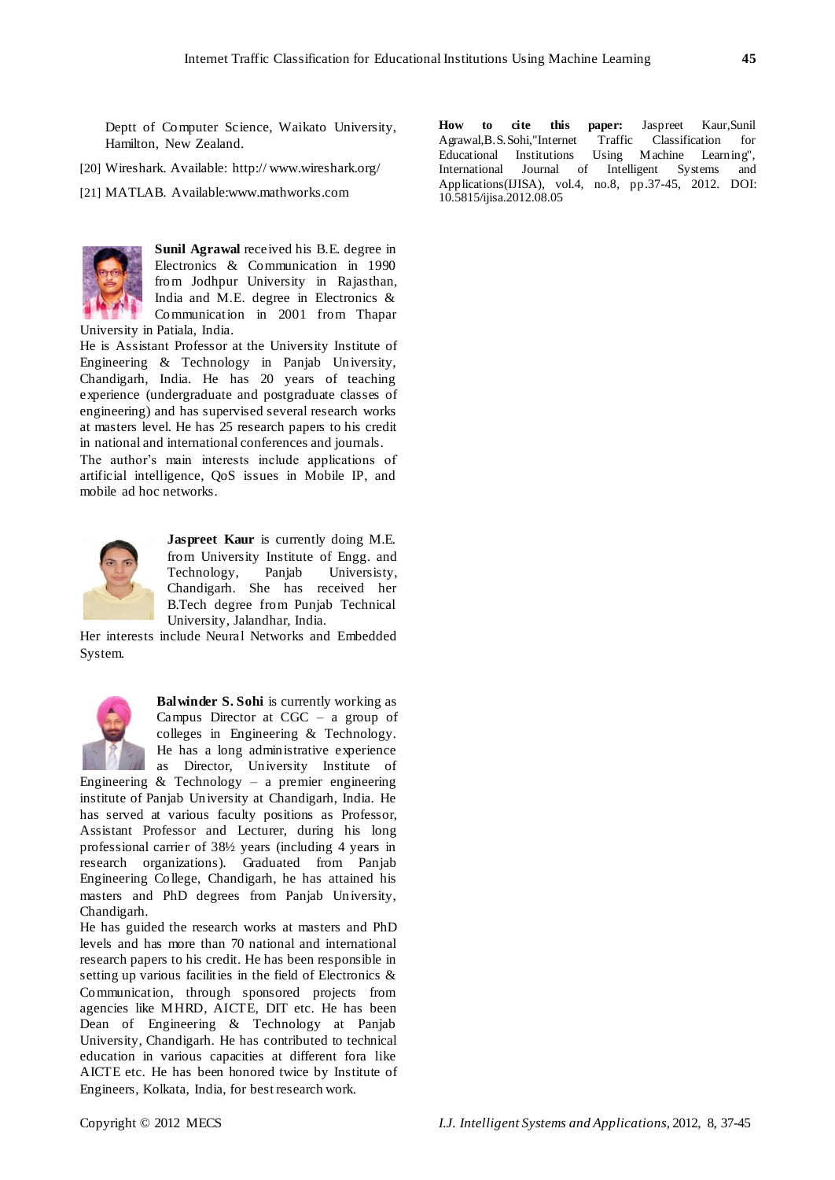Deptt of Computer Science, Waikato University, Hamilton, New Zealand.

[20] Wireshark. Available: http:// www.wireshark.org/

[21] MATLAB. Available:www.mathworks.com

**Sunil Agrawal** received his B.E. degree in Electronics & Communication in 1990 from Jodhpur University in Rajasthan, India and M.E. degree in Electronics & Communication in 2001 from Thapar University in Patiala, India.

He is Assistant Professor at the University Institute of Engineering & Technology in Panjab University, Chandigarh, India. He has 20 years of teaching experience (undergraduate and postgraduate classes of engineering) and has supervised several research works at masters level. He has 25 research papers to his credit in national and international conferences and journals.

The author's main interests include applications of artificial intelligence, QoS issues in Mobile IP, and mobile ad hoc networks.

**Jaspreet Kaur** is currently doing M.E. from University Institute of Engg. and Technology, Panjab Universisty, Chandigarh. She has received her B.Tech degree from Punjab Technical University, Jalandhar, India.

Her interests include Neural Networks and Embedded System.

**Balwinder S. Sohi** is currently working as Campus Director at CGC – a group of colleges in Engineering & Technology. He has a long administrative experience as Director, University Institute of Engineering & Technology – a premier engineering institute of Panjab University at Chandigarh, India. He has served at various faculty positions as Professor, Assistant Professor and Lecturer, during his long professional carrier of 38½ years (including 4 years in research organizations). Graduated from Panjab Engineering College, Chandigarh, he has attained his masters and PhD degrees from Panjab University, Chandigarh.

He has guided the research works at masters and PhD levels and has more than 70 national and international research papers to his credit. He has been responsible in setting up various facilities in the field of Electronics & Communication, through sponsored projects from agencies like MHRD, AICTE, DIT etc. He has been Dean of Engineering & Technology at Panjab University, Chandigarh. He has contributed to technical education in various capacities at different fora like AICTE etc. He has been honored twice by Institute of Engineers, Kolkata, India, for best research work.

**How to cite this paper:** Jaspreet Kaur,Sunil Agrawal,B.S.Sohi,"Internet Traffic Classification for Educational Institutions Using Machine Learning", International Journal of Intelligent Systems and Applications(IJISA), vol.4, no.8, pp.37-45, 2012. DOI: 10.5815/ijisa.2012.08.05